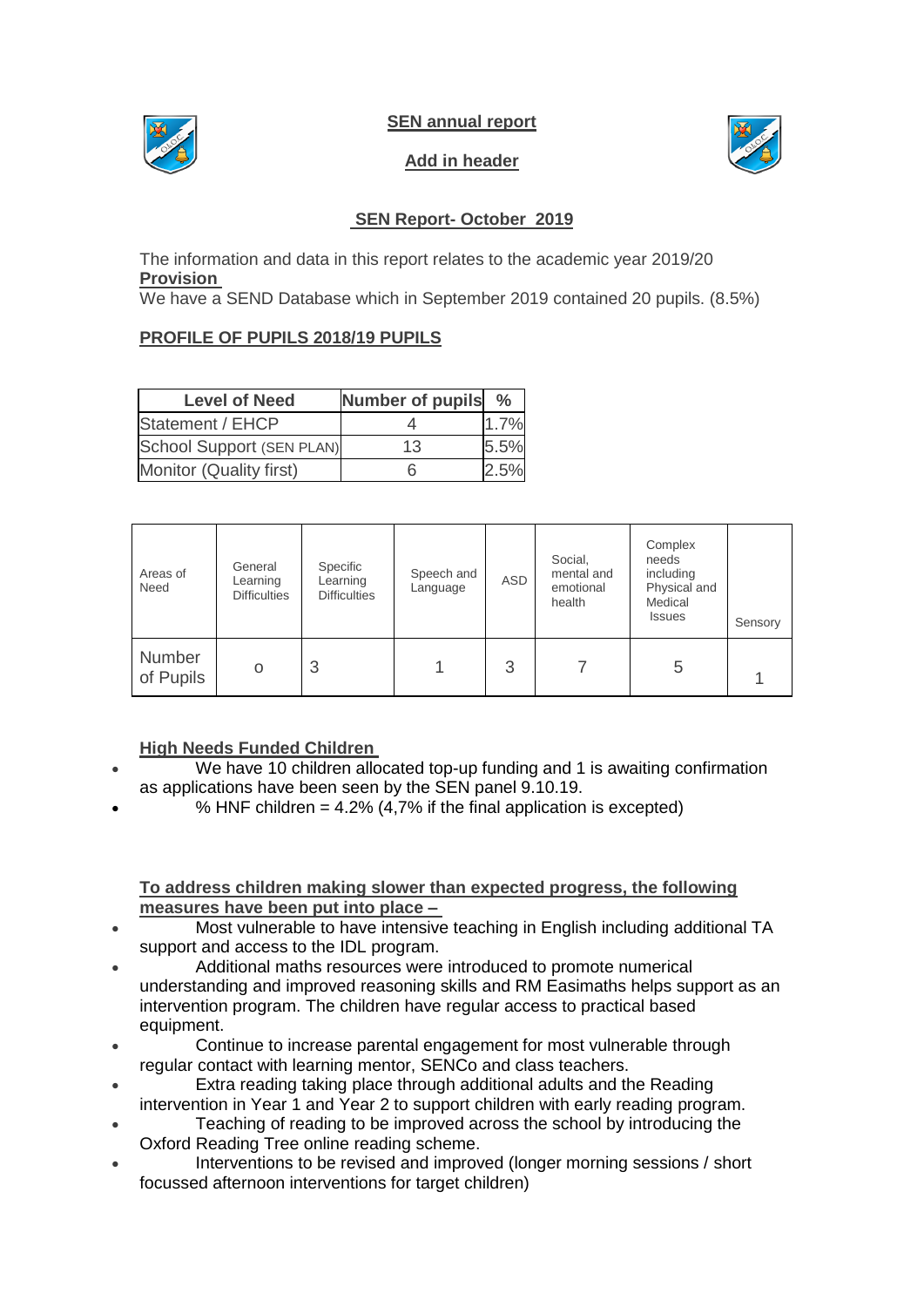**SEN annual report**

**Add in header**

**SEN Report- October 2019**

The information and data in this report relates to the academic year 2019/20

**Provision**

We have a SEND Database which in September 2019 contained 20 pupils. (8.5%)

**PROFILE OF PUPILS 2018/19 PUPILS**

| Level of Need | Number of pupils | % |
|---|---|---|
| Statement / EHCP | 4 | 1.7% |
| School Support (SEN PLAN) | 13 | 5.5% |
| Monitor (Quality first) | 6 | 2.5% |

| Areas of Need | General Learning Difficulties | Specific Learning Difficulties | Speech and Language | ASD | Social, mental and emotional health | Complex needs including Physical and Medical Issues | Sensory |
|---|---|---|---|---|---|---|---|
| Number of Pupils | o | 3 | 1 | 3 | 7 | 5 | 1 |

**High Needs Funded Children**

- We have 10 children allocated top-up funding and 1 is awaiting confirmation as applications have been seen by the SEN panel 9.10.19.
- % HNF children = 4.2% (4,7% if the final application is excepted)

**To address children making slower than expected progress, the following measures have been put into place –**

- Most vulnerable to have intensive teaching in English including additional TA support and access to the IDL program.
- Additional maths resources were introduced to promote numerical understanding and improved reasoning skills and RM Easimaths helps support as an intervention program. The children have regular access to practical based equipment.
- Continue to increase parental engagement for most vulnerable through regular contact with learning mentor, SENCo and class teachers.
- Extra reading taking place through additional adults and the Reading intervention in Year 1 and Year 2 to support children with early reading program.
- Teaching of reading to be improved across the school by introducing the Oxford Reading Tree online reading scheme.
- Interventions to be revised and improved (longer morning sessions / short focussed afternoon interventions for target children)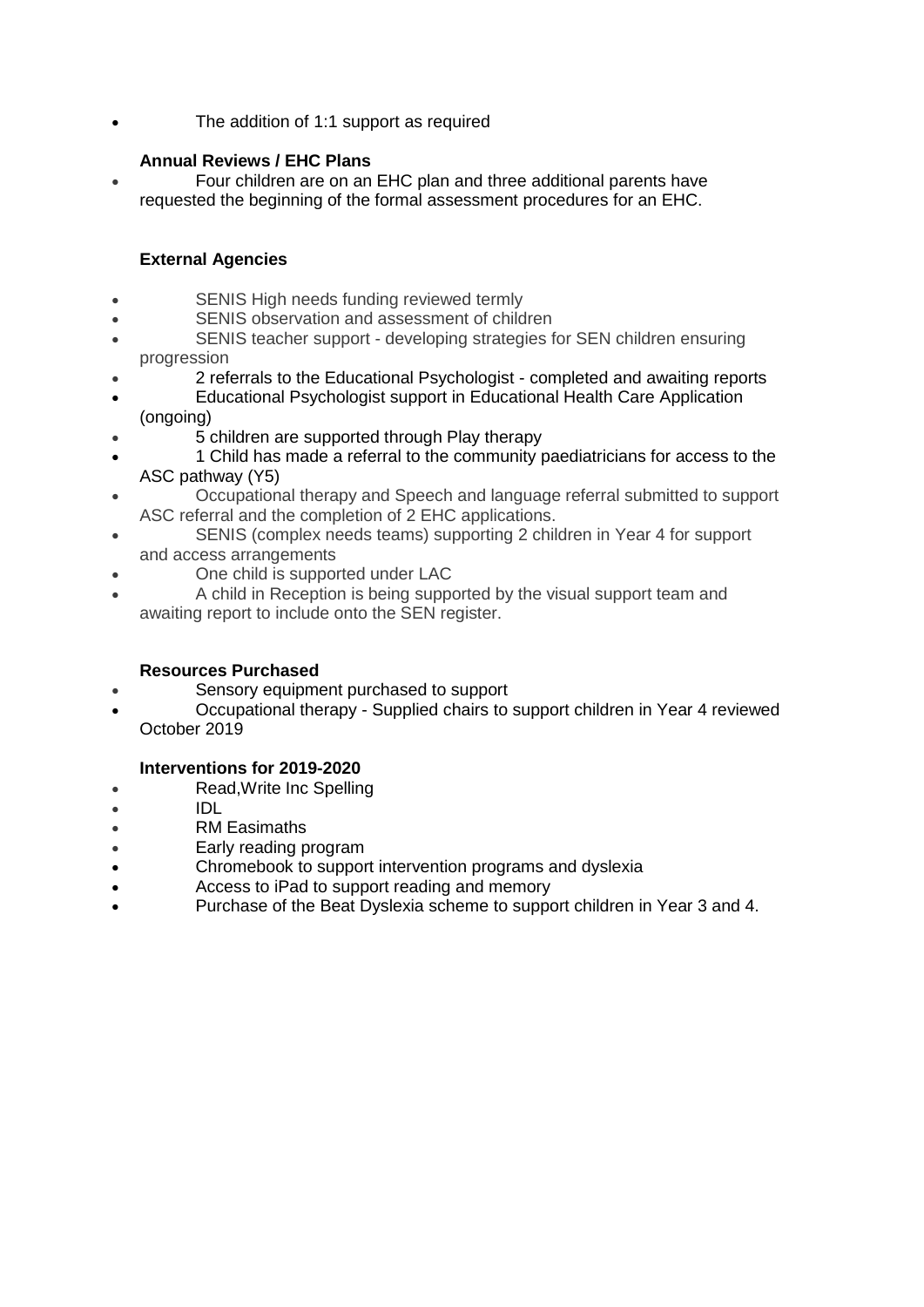- The addition of 1:1 support as required

**Annual Reviews / EHC Plans**

- Four children are on an EHC plan and three additional parents have requested the beginning of the formal assessment procedures for an EHC.

**External Agencies**

- SENIS High needs funding reviewed termly
- SENIS observation and assessment of children
- SENIS teacher support - developing strategies for SEN children ensuring progression
- 2 referrals to the Educational Psychologist - completed and awaiting reports
- Educational Psychologist support in Educational Health Care Application (ongoing)
- 5 children are supported through Play therapy
- 1 Child has made a referral to the community paediatricians for access to the ASC pathway (Y5)
- Occupational therapy and Speech and language referral submitted to support ASC referral and the completion of 2 EHC applications.
- SENIS (complex needs teams) supporting 2 children in Year 4 for support and access arrangements
- One child is supported under LAC
- A child in Reception is being supported by the visual support team and awaiting report to include onto the SEN register.

**Resources Purchased**

- Sensory equipment purchased to support
- Occupational therapy - Supplied chairs to support children in Year 4 reviewed October 2019

**Interventions for 2019-2020**

- Read,Write Inc Spelling
- IDL
- RM Easimaths
- Early reading program
- Chromebook to support intervention programs and dyslexia
- Access to iPad to support reading and memory
- Purchase of the Beat Dyslexia scheme to support children in Year 3 and 4.